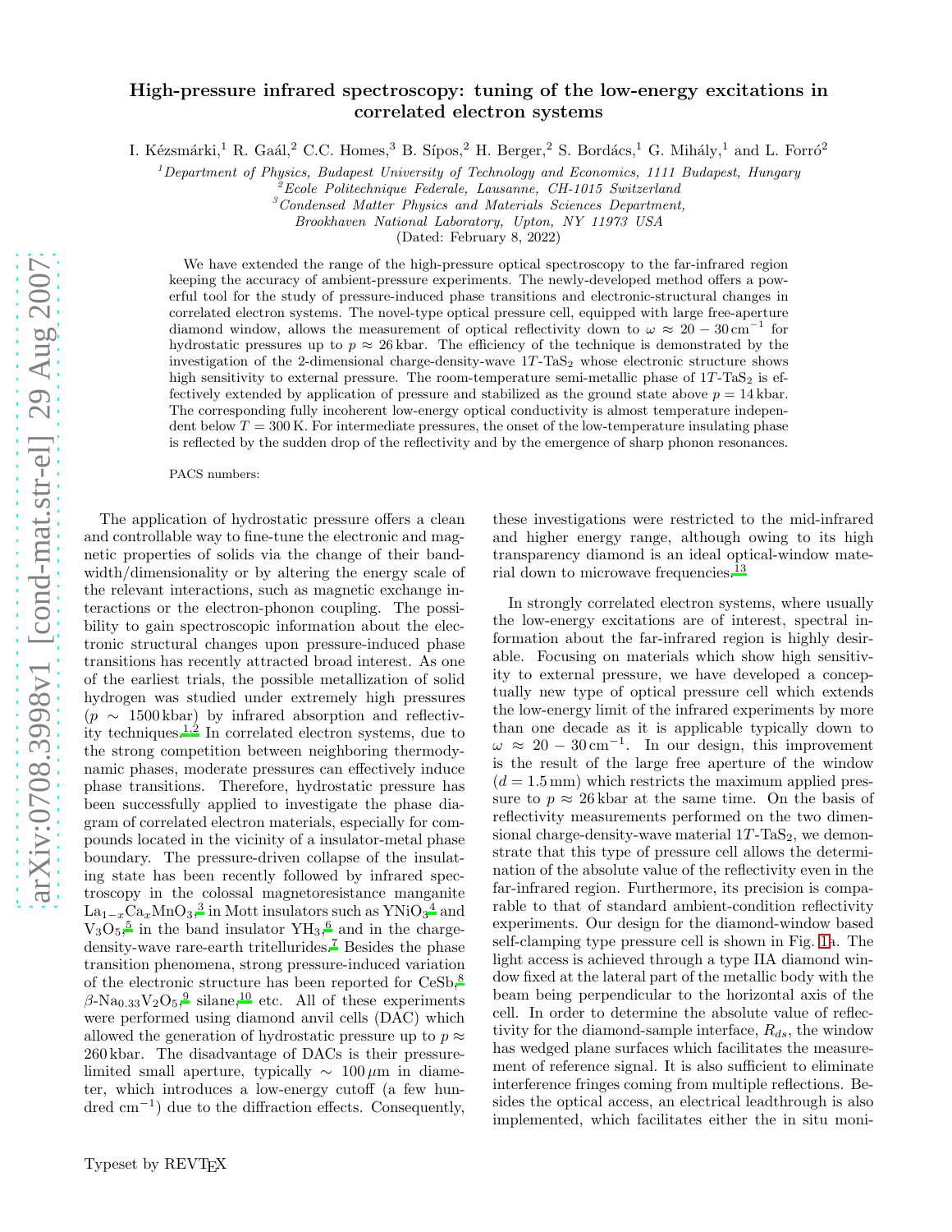# High-pressure infrared spectroscopy: tuning of the low-energy excitations in correlated electron systems

I. Kézsmárki,[1] R. Gaál,[2] C.C. Homes,[3] B. Sípos,[2] H. Berger,[2] S. Bordács,[1] G. Mihály,[1] and L. Forró[2]

[1] *Department of Physics, Budapest University of Technology and Economics, 1111 Budapest, Hungary*
[2] *Ecole Politechnique Federale, Lausanne, CH-1015 Switzerland*
[3] *Condensed Matter Physics and Materials Sciences Department, Brookhaven National Laboratory, Upton, NY 11973 USA*

(Dated: February 8, 2022)

We have extended the range of the high-pressure optical spectroscopy to the far-infrared region keeping the accuracy of ambient-pressure experiments. The newly-developed method offers a powerful tool for the study of pressure-induced phase transitions and electronic-structural changes in correlated electron systems. The novel-type optical pressure cell, equipped with large free-aperture diamond window, allows the measurement of optical reflectivity down to $\omega \approx 20-30\,\mathrm{cm}^{-1}$ for hydrostatic pressures up to $p \approx 26\,\mathrm{kbar}$. The efficiency of the technique is demonstrated by the investigation of the 2-dimensional charge-density-wave $1T$-$TaS_2$ whose electronic structure shows high sensitivity to external pressure. The room-temperature semi-metallic phase of $1T$-$TaS_2$ is effectively extended by application of pressure and stabilized as the ground state above $p = 14\,\mathrm{kbar}$. The corresponding fully incoherent low-energy optical conductivity is almost temperature independent below $T = 300\,\mathrm{K}$. For intermediate pressures, the onset of the low-temperature insulating phase is reflected by the sudden drop of the reflectivity and by the emergence of sharp phonon resonances.

PACS numbers:

The application of hydrostatic pressure offers a clean and controllable way to fine-tune the electronic and magnetic properties of solids via the change of their bandwidth/dimensionality or by altering the energy scale of the relevant interactions, such as magnetic exchange interactions or the electron-phonon coupling. The possibility to gain spectroscopic information about the electronic structural changes upon pressure-induced phase transitions has recently attracted broad interest. As one of the earliest trials, the possible metallization of solid hydrogen was studied under extremely high pressures ($p \sim 1500\,\mathrm{kbar}$) by infrared absorption and reflectivity techniques.[1,2] In correlated electron systems, due to the strong competition between neighboring thermodynamic phases, moderate pressures can effectively induce phase transitions. Therefore, hydrostatic pressure has been successfully applied to investigate the phase diagram of correlated electron materials, especially for compounds located in the vicinity of a insulator-metal phase boundary. The pressure-driven collapse of the insulating state has been recently followed by infrared spectroscopy in the colossal magnetoresistance manganite $La_{1-x}Ca_xMnO_3$,[3] in Mott insulators such as $YNiO_3$[4] and $V_3O_5$,[5] in the band insulator $YH_3$,[6] and in the charge-density-wave rare-earth tritellurides.[7] Besides the phase transition phenomena, strong pressure-induced variation of the electronic structure has been reported for CeSb,[8] $\beta$-$Na_{0.33}V_2O_5$,[9] silane,[10] etc. All of these experiments were performed using diamond anvil cells (DAC) which allowed the generation of hydrostatic pressure up to $p \approx 260\,\mathrm{kbar}$. The disadvantage of DACs is their pressure-limited small aperture, typically $\sim 100\,\mu\mathrm{m}$ in diameter, which introduces a low-energy cutoff (a few hundred $\mathrm{cm}^{-1}$) due to the diffraction effects. Consequently, these investigations were restricted to the mid-infrared and higher energy range, although owing to its high transparency diamond is an ideal optical-window material down to microwave frequencies.[13]

In strongly correlated electron systems, where usually the low-energy excitations are of interest, spectral information about the far-infrared region is highly desirable. Focusing on materials which show high sensitivity to external pressure, we have developed a conceptually new type of optical pressure cell which extends the low-energy limit of the infrared experiments by more than one decade as it is applicable typically down to $\omega \approx 20-30\,\mathrm{cm}^{-1}$. In our design, this improvement is the result of the large free aperture of the window ($d = 1.5\,\mathrm{mm}$) which restricts the maximum applied pressure to $p \approx 26\,\mathrm{kbar}$ at the same time. On the basis of reflectivity measurements performed on the two dimensional charge-density-wave material $1T$-$TaS_2$, we demonstrate that this type of pressure cell allows the determination of the absolute value of the reflectivity even in the far-infrared region. Furthermore, its precision is comparable to that of standard ambient-condition reflectivity experiments. Our design for the diamond-window based self-clamping type pressure cell is shown in Fig. 1a. The light access is achieved through a type IIA diamond window fixed at the lateral part of the metallic body with the beam being perpendicular to the horizontal axis of the cell. In order to determine the absolute value of reflectivity for the diamond-sample interface, $R_{ds}$, the window has wedged plane surfaces which facilitates the measurement of reference signal. It is also sufficient to eliminate interference fringes coming from multiple reflections. Besides the optical access, an electrical leadthrough is also implemented, which facilitates either the in situ moni-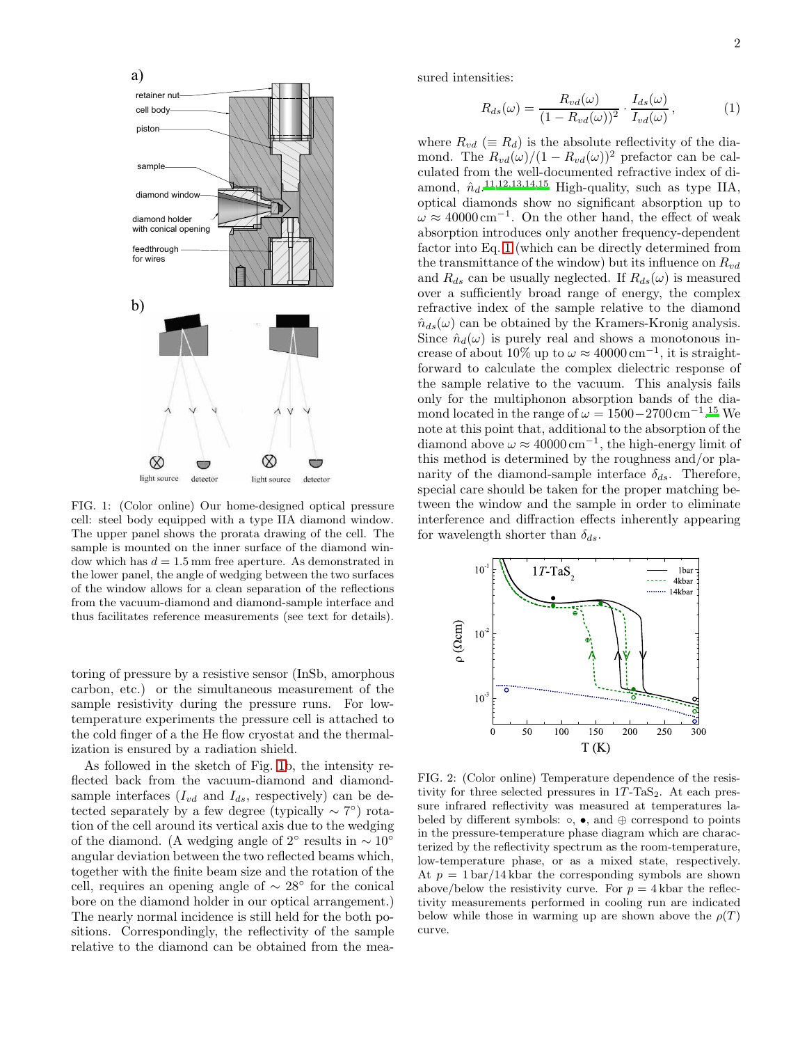FIG. 1: (Color online) Our home-designed optical pressure cell: steel body equipped with a type IIA diamond window. The upper panel shows the prorata drawing of the cell. The sample is mounted on the inner surface of the diamond window which has $d = 1.5$ mm free aperture. As demonstrated in the lower panel, the angle of wedging between the two surfaces of the window allows for a clean separation of the reflections from the vacuum-diamond and diamond-sample interface and thus facilitates reference measurements (see text for details).

toring of pressure by a resistive sensor (InSb, amorphous carbon, etc.) or the simultaneous measurement of the sample resistivity during the pressure runs. For low-temperature experiments the pressure cell is attached to the cold finger of a the He flow cryostat and the thermalization is ensured by a radiation shield.

As followed in the sketch of Fig. 1b, the intensity reflected back from the vacuum-diamond and diamond-sample interfaces ($I_{vd}$ and $I_{ds}$, respectively) can be detected separately by a few degree (typically $\sim 7^\circ$) rotation of the cell around its vertical axis due to the wedging of the diamond. (A wedging angle of $2^\circ$ results in $\sim 10^\circ$ angular deviation between the two reflected beams which, together with the finite beam size and the rotation of the cell, requires an opening angle of $\sim 28^\circ$ for the conical bore on the diamond holder in our optical arrangement.) The nearly normal incidence is still held for the both positions. Correspondingly, the reflectivity of the sample relative to the diamond can be obtained from the measured intensities:

$$R_{ds}(\omega) = \frac{R_{vd}(\omega)}{(1 - R_{vd}(\omega))^2} \cdot \frac{I_{ds}(\omega)}{I_{vd}(\omega)}, \qquad (1)$$

where $R_{vd}$ ($\equiv R_d$) is the absolute reflectivity of the diamond. The $R_{vd}(\omega)/(1 - R_{vd}(\omega))^2$ prefactor can be calculated from the well-documented refractive index of diamond, $\hat{n}_d$.[11,12,13,14,15] High-quality, such as type IIA, optical diamonds show no significant absorption up to $\omega \approx 40000\,\mathrm{cm}^{-1}$. On the other hand, the effect of weak absorption introduces only another frequency-dependent factor into Eq. 1 (which can be directly determined from the transmittance of the window) but its influence on $R_{vd}$ and $R_{ds}$ can be usually neglected. If $R_{ds}(\omega)$ is measured over a sufficiently broad range of energy, the complex refractive index of the sample relative to the diamond $\hat{n}_{ds}(\omega)$ can be obtained by the Kramers-Kronig analysis. Since $\hat{n}_d(\omega)$ is purely real and shows a monotonous increase of about 10% up to $\omega \approx 40000\,\mathrm{cm}^{-1}$, it is straightforward to calculate the complex dielectric response of the sample relative to the vacuum. This analysis fails only for the multiphonon absorption bands of the diamond located in the range of $\omega = 1500-2700\,\mathrm{cm}^{-1}$.[15] We note at this point that, additional to the absorption of the diamond above $\omega \approx 40000\,\mathrm{cm}^{-1}$, the high-energy limit of this method is determined by the roughness and/or planarity of the diamond-sample interface $\delta_{ds}$. Therefore, special care should be taken for the proper matching between the window and the sample in order to eliminate interference and diffraction effects inherently appearing for wavelength shorter than $\delta_{ds}$.

FIG. 2: (Color online) Temperature dependence of the resistivity for three selected pressures in 1$T$-$TaS_2$. At each pressure infrared reflectivity was measured at temperatures labeled by different symbols: ∘, •, and ⊕ correspond to points in the pressure-temperature phase diagram which are characterized by the reflectivity spectrum as the room-temperature, low-temperature phase, or as a mixed state, respectively. At $p = 1$ bar/14 kbar the corresponding symbols are shown above/below the resistivity curve. For $p = 4$ kbar the reflectivity measurements performed in cooling run are indicated below while those in warming up are shown above the $\rho(T)$ curve.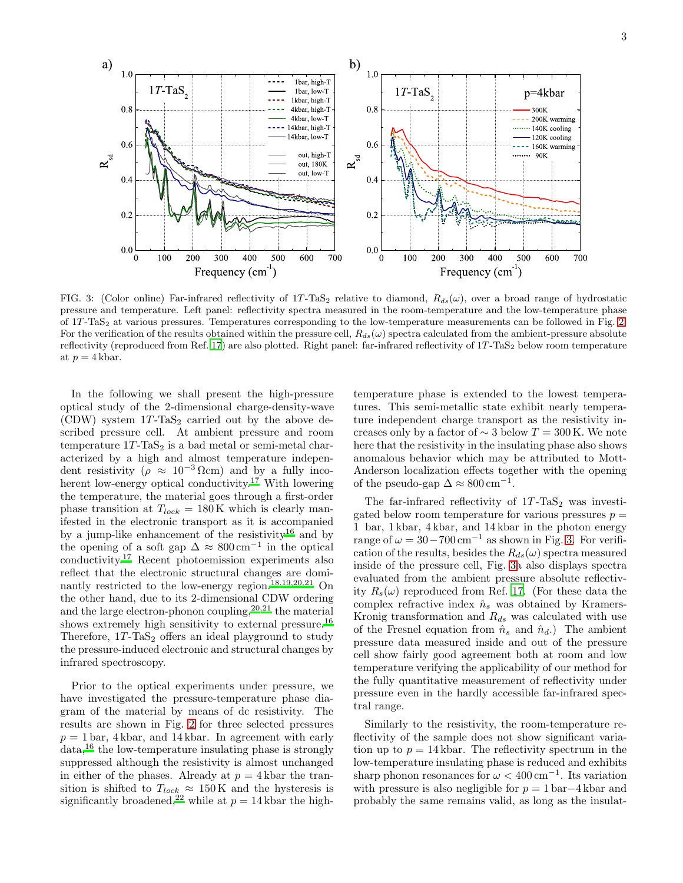FIG. 3: (Color online) Far-infrared reflectivity of 1$T$-TaS$_2$ relative to diamond, $R_{ds}(\omega)$, over a broad range of hydrostatic pressure and temperature. Left panel: reflectivity spectra measured in the room-temperature and the low-temperature phase of 1$T$-TaS$_2$ at various pressures. Temperatures corresponding to the low-temperature measurements can be followed in Fig. 2. For the verification of the results obtained within the pressure cell, $R_{ds}(\omega)$ spectra calculated from the ambient-pressure absolute reflectivity (reproduced from Ref. 17) are also plotted. Right panel: far-infrared reflectivity of 1$T$-TaS$_2$ below room temperature at $p = 4\,$kbar.

In the following we shall present the high-pressure optical study of the 2-dimensional charge-density-wave (CDW) system 1$T$-TaS$_2$ carried out by the above described pressure cell. At ambient pressure and room temperature 1$T$-TaS$_2$ is a bad metal or semi-metal characterized by a high and almost temperature independent resistivity ($\rho \approx 10^{-3}\,\Omega$cm) and by a fully incoherent low-energy optical conductivity.[17] With lowering the temperature, the material goes through a first-order phase transition at $T_{lock} = 180\,$K which is clearly manifested in the electronic transport as it is accompanied by a jump-like enhancement of the resistivity[16] and by the opening of a soft gap $\Delta \approx 800\,\mathrm{cm}^{-1}$ in the optical conductivity.[17] Recent photoemission experiments also reflect that the electronic structural changes are dominantly restricted to the low-energy region.[18,19,20,21] On the other hand, due to its 2-dimensional CDW ordering and the large electron-phonon coupling,[20,21] the material shows extremely high sensitivity to external pressure.[16] Therefore, 1$T$-TaS$_2$ offers an ideal playground to study the pressure-induced electronic and structural changes by infrared spectroscopy.

Prior to the optical experiments under pressure, we have investigated the pressure-temperature phase diagram of the material by means of dc resistivity. The results are shown in Fig. 2 for three selected pressures $p = 1\,$bar, $4\,$kbar, and $14\,$kbar. In agreement with early data,[16] the low-temperature insulating phase is strongly suppressed although the resistivity is almost unchanged in either of the phases. Already at $p = 4\,$kbar the transition is shifted to $T_{lock} \approx 150\,$K and the hysteresis is significantly broadened,[22] while at $p = 14\,$kbar the high-temperature phase is extended to the lowest temperatures. This semi-metallic state exhibit nearly temperature independent charge transport as the resistivity increases only by a factor of $\sim 3$ below $T = 300\,$K. We note here that the resistivity in the insulating phase also shows anomalous behavior which may be attributed to Mott-Anderson localization effects together with the opening of the pseudo-gap $\Delta \approx 800\,\mathrm{cm}^{-1}$.

The far-infrared reflectivity of 1$T$-TaS$_2$ was investigated below room temperature for various pressures $p =$ 1 bar, 1 kbar, 4 kbar, and 14 kbar in the photon energy range of $\omega = 30-700\,\mathrm{cm}^{-1}$ as shown in Fig. 3. For verification of the results, besides the $R_{ds}(\omega)$ spectra measured inside of the pressure cell, Fig. 3a also displays spectra evaluated from the ambient pressure absolute reflectivity $R_s(\omega)$ reproduced from Ref. 17. (For these data the complex refractive index $\hat{n}_s$ was obtained by Kramers-Kronig transformation and $R_{ds}$ was calculated with use of the Fresnel equation from $\hat{n}_s$ and $\hat{n}_d$.) The ambient pressure data measured inside and out of the pressure cell show fairly good agreement both at room and low temperature verifying the applicability of our method for the fully quantitative measurement of reflectivity under pressure even in the hardly accessible far-infrared spectral range.

Similarly to the resistivity, the room-temperature reflectivity of the sample does not show significant variation up to $p = 14\,$kbar. The reflectivity spectrum in the low-temperature insulating phase is reduced and exhibits sharp phonon resonances for $\omega < 400\,\mathrm{cm}^{-1}$. Its variation with pressure is also negligible for $p = 1\,$bar$-4\,$kbar and probably the same remains valid, as long as the insulat-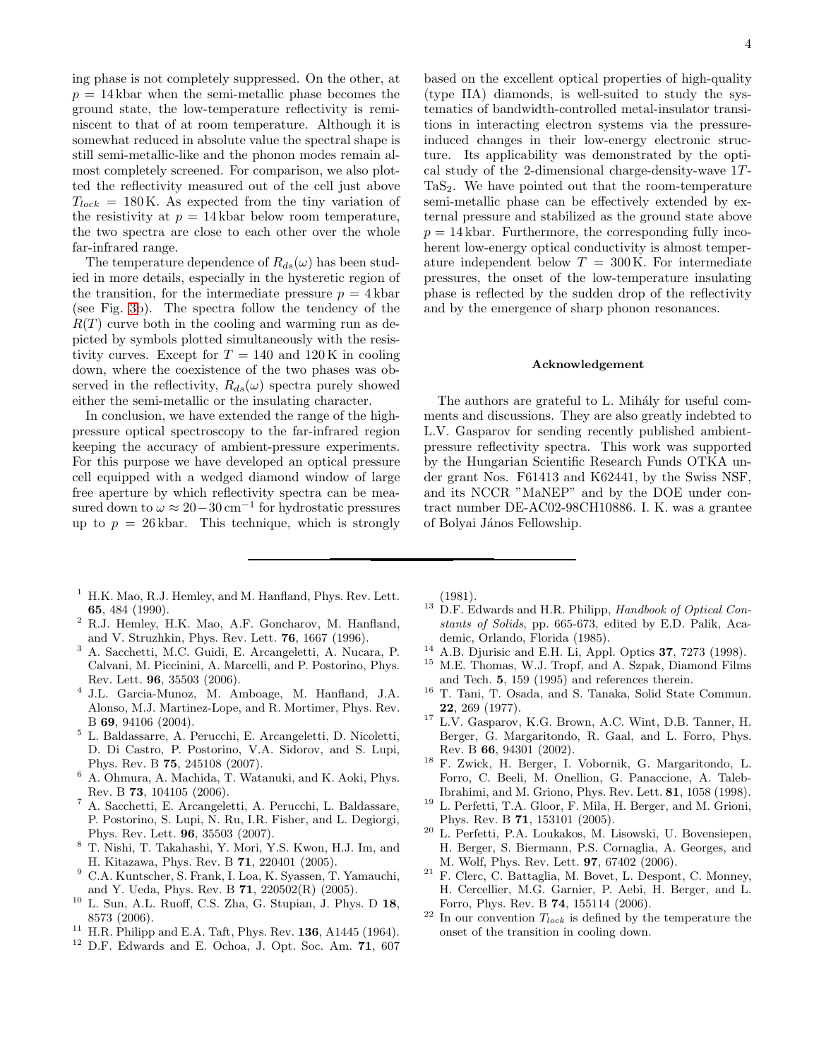ing phase is not completely suppressed. On the other, at $p = 14\,\text{kbar}$ when the semi-metallic phase becomes the ground state, the low-temperature reflectivity is reminiscent to that of at room temperature. Although it is somewhat reduced in absolute value the spectral shape is still semi-metallic-like and the phonon modes remain almost completely screened. For comparison, we also plotted the reflectivity measured out of the cell just above $T_{lock} = 180\,\text{K}$. As expected from the tiny variation of the resistivity at $p = 14\,\text{kbar}$ below room temperature, the two spectra are close to each other over the whole far-infrared range.

The temperature dependence of $R_{ds}(\omega)$ has been studied in more details, especially in the hysteretic region of the transition, for the intermediate pressure $p = 4\,\text{kbar}$ (see Fig. 3b). The spectra follow the tendency of the $R(T)$ curve both in the cooling and warming run as depicted by symbols plotted simultaneously with the resistivity curves. Except for $T = 140$ and $120\,\text{K}$ in cooling down, where the coexistence of the two phases was observed in the reflectivity, $R_{ds}(\omega)$ spectra purely showed either the semi-metallic or the insulating character.

In conclusion, we have extended the range of the high-pressure optical spectroscopy to the far-infrared region keeping the accuracy of ambient-pressure experiments. For this purpose we have developed an optical pressure cell equipped with a wedged diamond window of large free aperture by which reflectivity spectra can be measured down to $\omega \approx 20-30\,\text{cm}^{-1}$ for hydrostatic pressures up to $p = 26\,\text{kbar}$. This technique, which is strongly based on the excellent optical properties of high-quality (type IIA) diamonds, is well-suited to study the systematics of bandwidth-controlled metal-insulator transitions in interacting electron systems via the pressure-induced changes in their low-energy electronic structure. Its applicability was demonstrated by the optical study of the 2-dimensional charge-density-wave $1T$-$TaS_2$. We have pointed out that the room-temperature semi-metallic phase can be effectively extended by external pressure and stabilized as the ground state above $p = 14\,\text{kbar}$. Furthermore, the corresponding fully incoherent low-energy optical conductivity is almost temperature independent below $T = 300\,\text{K}$. For intermediate pressures, the onset of the low-temperature insulating phase is reflected by the sudden drop of the reflectivity and by the emergence of sharp phonon resonances.

### Acknowledgement

The authors are grateful to L. Mihály for useful comments and discussions. They are also greatly indebted to L.V. Gasparov for sending recently published ambient-pressure reflectivity spectra. This work was supported by the Hungarian Scientific Research Funds OTKA under grant Nos. F61413 and K62441, by the Swiss NSF, and its NCCR "MaNEP" and by the DOE under contract number DE-AC02-98CH10886. I. K. was a grantee of Bolyai János Fellowship.

---

[1] H.K. Mao, R.J. Hemley, and M. Hanfland, Phys. Rev. Lett. **65**, 484 (1990).

[2] R.J. Hemley, H.K. Mao, A.F. Goncharov, M. Hanfland, and V. Struzhkin, Phys. Rev. Lett. **76**, 1667 (1996).

[3] A. Sacchetti, M.C. Guidi, E. Arcangeletti, A. Nucara, P. Calvani, M. Piccinini, A. Marcelli, and P. Postorino, Phys. Rev. Lett. **96**, 35503 (2006).

[4] J.L. Garcia-Munoz, M. Amboage, M. Hanfland, J.A. Alonso, M.J. Martinez-Lope, and R. Mortimer, Phys. Rev. B **69**, 94106 (2004).

[5] L. Baldassarre, A. Perucchi, E. Arcangeletti, D. Nicoletti, D. Di Castro, P. Postorino, V.A. Sidorov, and S. Lupi, Phys. Rev. B **75**, 245108 (2007).

[6] A. Ohmura, A. Machida, T. Watanuki, and K. Aoki, Phys. Rev. B **73**, 104105 (2006).

[7] A. Sacchetti, E. Arcangeletti, A. Perucchi, L. Baldassare, P. Postorino, S. Lupi, N. Ru, I.R. Fisher, and L. Degiorgi, Phys. Rev. Lett. **96**, 35503 (2007).

[8] T. Nishi, T. Takahashi, Y. Mori, Y.S. Kwon, H.J. Im, and H. Kitazawa, Phys. Rev. B **71**, 220401 (2005).

[9] C.A. Kuntscher, S. Frank, I. Loa, K. Syassen, T. Yamauchi, and Y. Ueda, Phys. Rev. B **71**, 220502(R) (2005).

[10] L. Sun, A.L. Ruoff, C.S. Zha, G. Stupian, J. Phys. D **18**, 8573 (2006).

[11] H.R. Philipp and E.A. Taft, Phys. Rev. **136**, A1445 (1964).

[12] D.F. Edwards and E. Ochoa, J. Opt. Soc. Am. **71**, 607 (1981).

[13] D.F. Edwards and H.R. Philipp, *Handbook of Optical Constants of Solids*, pp. 665-673, edited by E.D. Palik, Academic, Orlando, Florida (1985).

[14] A.B. Djurisic and E.H. Li, Appl. Optics **37**, 7273 (1998).

[15] M.E. Thomas, W.J. Tropf, and A. Szpak, Diamond Films and Tech. **5**, 159 (1995) and references therein.

[16] T. Tani, T. Osada, and S. Tanaka, Solid State Commun. **22**, 269 (1977).

[17] L.V. Gasparov, K.G. Brown, A.C. Wint, D.B. Tanner, H. Berger, G. Margaritondo, R. Gaal, and L. Forro, Phys. Rev. B **66**, 94301 (2002).

[18] F. Zwick, H. Berger, I. Vobornik, G. Margaritondo, L. Forro, C. Beeli, M. Onellion, G. Panaccione, A. Taleb-Ibrahimi, and M. Griono, Phys. Rev. Lett. **81**, 1058 (1998).

[19] L. Perfetti, T.A. Gloor, F. Mila, H. Berger, and M. Grioni, Phys. Rev. B **71**, 153101 (2005).

[20] L. Perfetti, P.A. Loukakos, M. Lisowski, U. Bovensiepen, H. Berger, S. Biermann, P.S. Cornaglia, A. Georges, and M. Wolf, Phys. Rev. Lett. **97**, 67402 (2006).

[21] F. Clerc, C. Battaglia, M. Bovet, L. Despont, C. Monney, H. Cercellier, M.G. Garnier, P. Aebi, H. Berger, and L. Forro, Phys. Rev. B **74**, 155114 (2006).

[22] In our convention $T_{lock}$ is defined by the temperature the onset of the transition in cooling down.